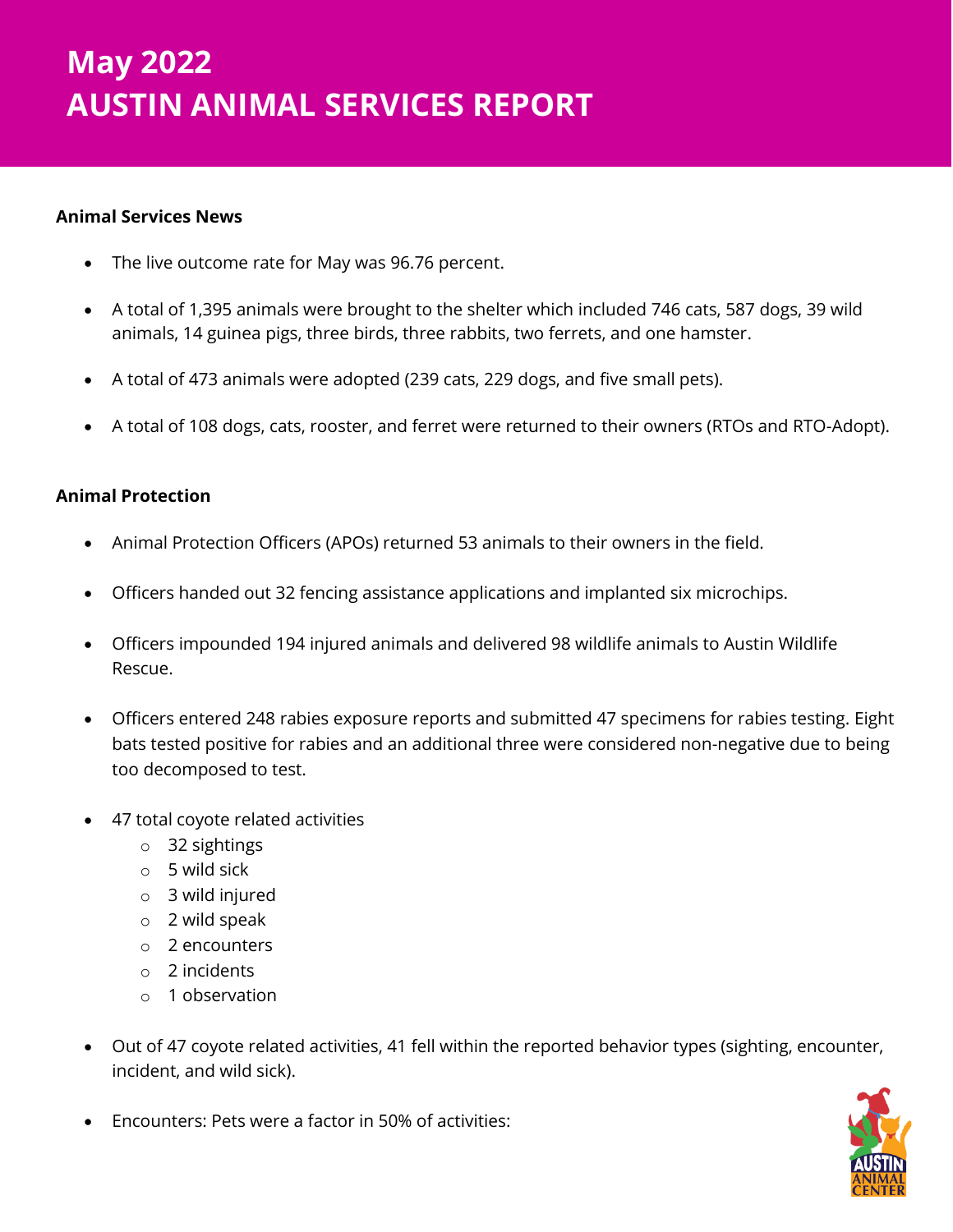# May 2022
# AUSTIN ANIMAL SERVICES REPORT

**Animal Services News**

- The live outcome rate for May was 96.76 percent.
- A total of 1,395 animals were brought to the shelter which included 746 cats, 587 dogs, 39 wild animals, 14 guinea pigs, three birds, three rabbits, two ferrets, and one hamster.
- A total of 473 animals were adopted (239 cats, 229 dogs, and five small pets).
- A total of 108 dogs, cats, rooster, and ferret were returned to their owners (RTOs and RTO-Adopt).

**Animal Protection**

- Animal Protection Officers (APOs) returned 53 animals to their owners in the field.
- Officers handed out 32 fencing assistance applications and implanted six microchips.
- Officers impounded 194 injured animals and delivered 98 wildlife animals to Austin Wildlife Rescue.
- Officers entered 248 rabies exposure reports and submitted 47 specimens for rabies testing. Eight bats tested positive for rabies and an additional three were considered non-negative due to being too decomposed to test.
- 47 total coyote related activities
  - 32 sightings
  - 5 wild sick
  - 3 wild injured
  - 2 wild speak
  - 2 encounters
  - 2 incidents
  - 1 observation
- Out of 47 coyote related activities, 41 fell within the reported behavior types (sighting, encounter, incident, and wild sick).
- Encounters: Pets were a factor in 50% of activities: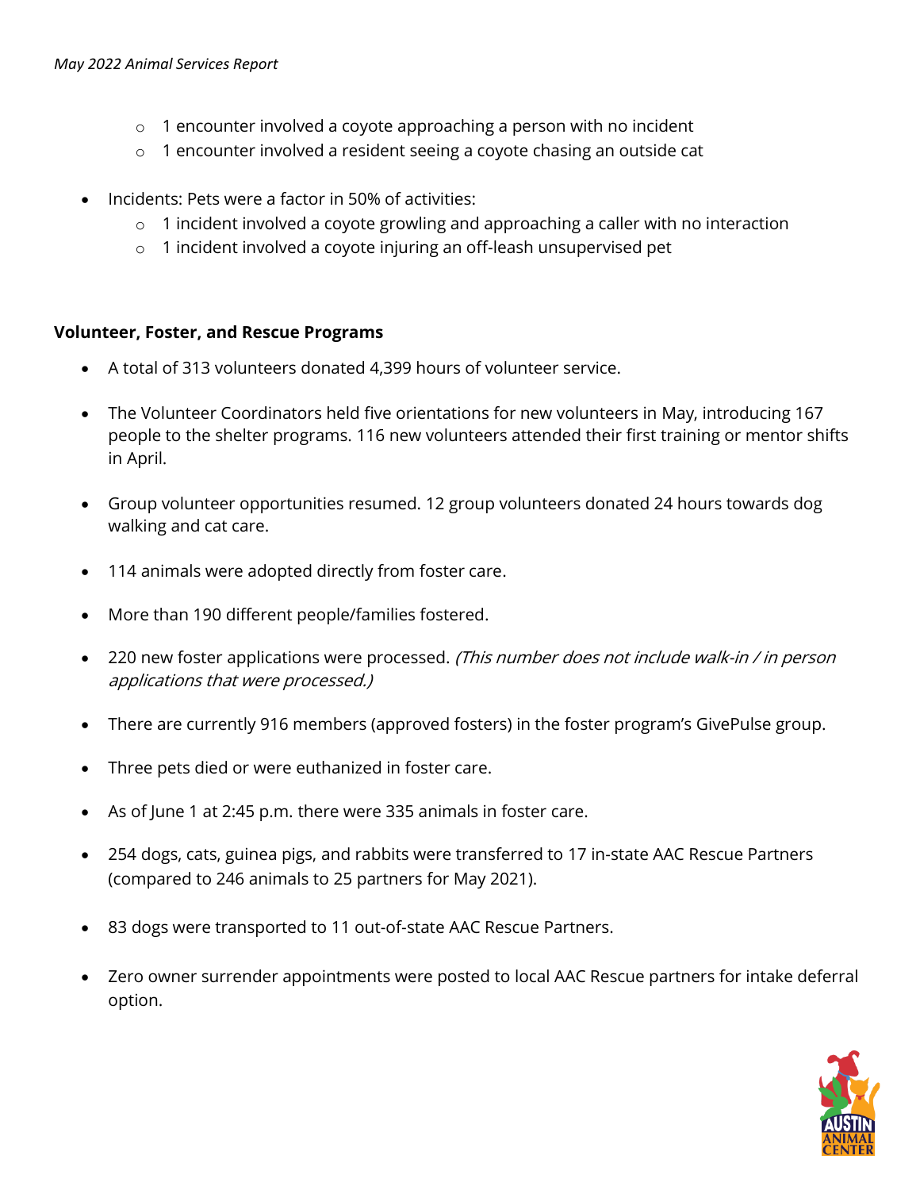- 1 encounter involved a coyote approaching a person with no incident
  - 1 encounter involved a resident seeing a coyote chasing an outside cat

- Incidents: Pets were a factor in 50% of activities:
  - 1 incident involved a coyote growling and approaching a caller with no interaction
  - 1 incident involved a coyote injuring an off-leash unsupervised pet

**Volunteer, Foster, and Rescue Programs**

- A total of 313 volunteers donated 4,399 hours of volunteer service.

- The Volunteer Coordinators held five orientations for new volunteers in May, introducing 167 people to the shelter programs. 116 new volunteers attended their first training or mentor shifts in April.

- Group volunteer opportunities resumed. 12 group volunteers donated 24 hours towards dog walking and cat care.

- 114 animals were adopted directly from foster care.

- More than 190 different people/families fostered.

- 220 new foster applications were processed. *(This number does not include walk-in / in person applications that were processed.)*

- There are currently 916 members (approved fosters) in the foster program's GivePulse group.

- Three pets died or were euthanized in foster care.

- As of June 1 at 2:45 p.m. there were 335 animals in foster care.

- 254 dogs, cats, guinea pigs, and rabbits were transferred to 17 in-state AAC Rescue Partners (compared to 246 animals to 25 partners for May 2021).

- 83 dogs were transported to 11 out-of-state AAC Rescue Partners.

- Zero owner surrender appointments were posted to local AAC Rescue partners for intake deferral option.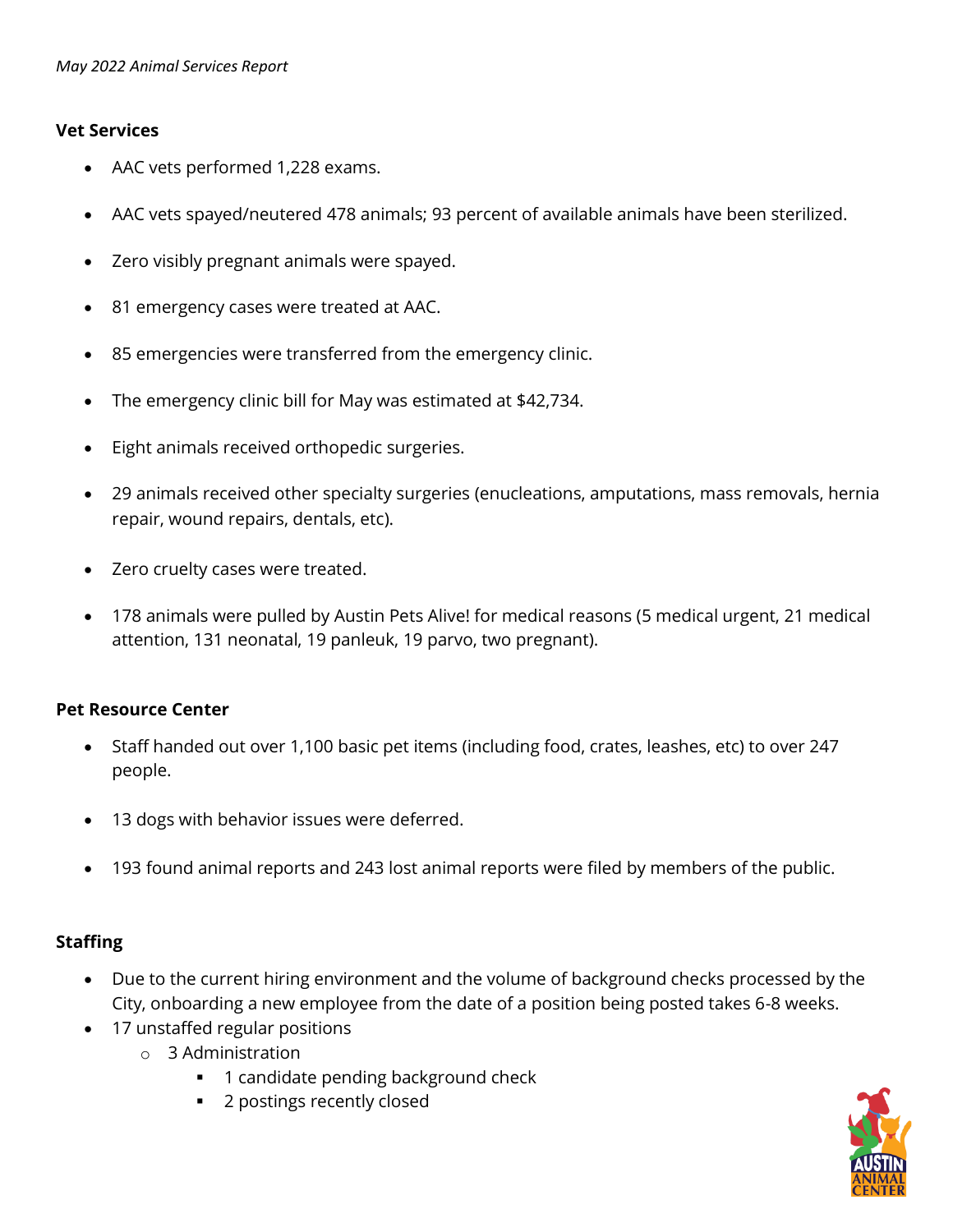*May 2022 Animal Services Report*

**Vet Services**

- AAC vets performed 1,228 exams.
- AAC vets spayed/neutered 478 animals; 93 percent of available animals have been sterilized.
- Zero visibly pregnant animals were spayed.
- 81 emergency cases were treated at AAC.
- 85 emergencies were transferred from the emergency clinic.
- The emergency clinic bill for May was estimated at $42,734.
- Eight animals received orthopedic surgeries.
- 29 animals received other specialty surgeries (enucleations, amputations, mass removals, hernia repair, wound repairs, dentals, etc).
- Zero cruelty cases were treated.
- 178 animals were pulled by Austin Pets Alive! for medical reasons (5 medical urgent, 21 medical attention, 131 neonatal, 19 panleuk, 19 parvo, two pregnant).

**Pet Resource Center**

- Staff handed out over 1,100 basic pet items (including food, crates, leashes, etc) to over 247 people.
- 13 dogs with behavior issues were deferred.
- 193 found animal reports and 243 lost animal reports were filed by members of the public.

**Staffing**

- Due to the current hiring environment and the volume of background checks processed by the City, onboarding a new employee from the date of a position being posted takes 6-8 weeks.
- 17 unstaffed regular positions
  - 3 Administration
    - 1 candidate pending background check
    - 2 postings recently closed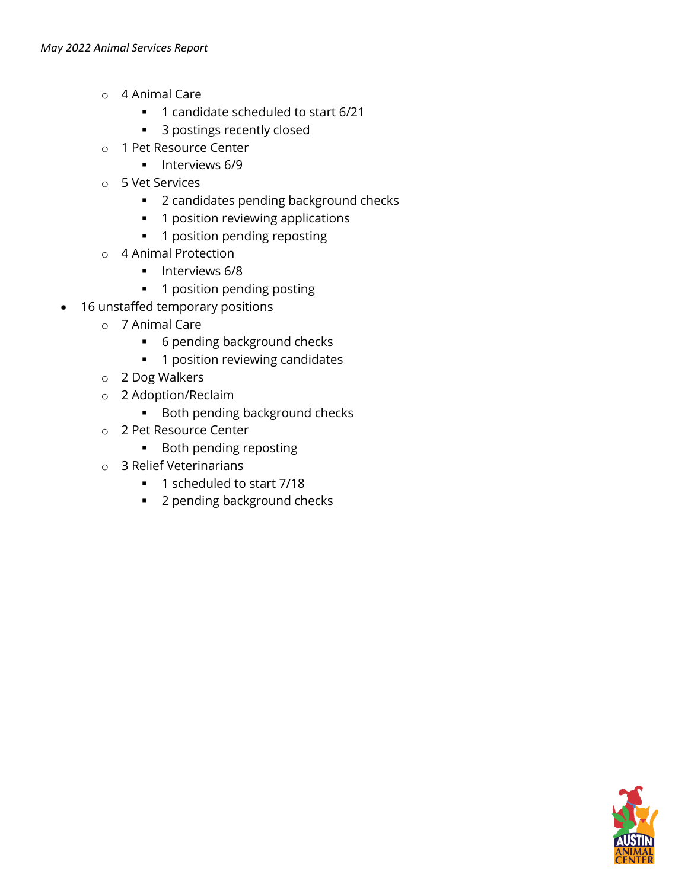- 4 Animal Care
  - 1 candidate scheduled to start 6/21
  - 3 postings recently closed
- 1 Pet Resource Center
  - Interviews 6/9
- 5 Vet Services
  - 2 candidates pending background checks
  - 1 position reviewing applications
  - 1 position pending reposting
- 4 Animal Protection
  - Interviews 6/8
  - 1 position pending posting

- 16 unstaffed temporary positions
  - 7 Animal Care
    - 6 pending background checks
    - 1 position reviewing candidates
  - 2 Dog Walkers
  - 2 Adoption/Reclaim
    - Both pending background checks
  - 2 Pet Resource Center
    - Both pending reposting
  - 3 Relief Veterinarians
    - 1 scheduled to start 7/18
    - 2 pending background checks